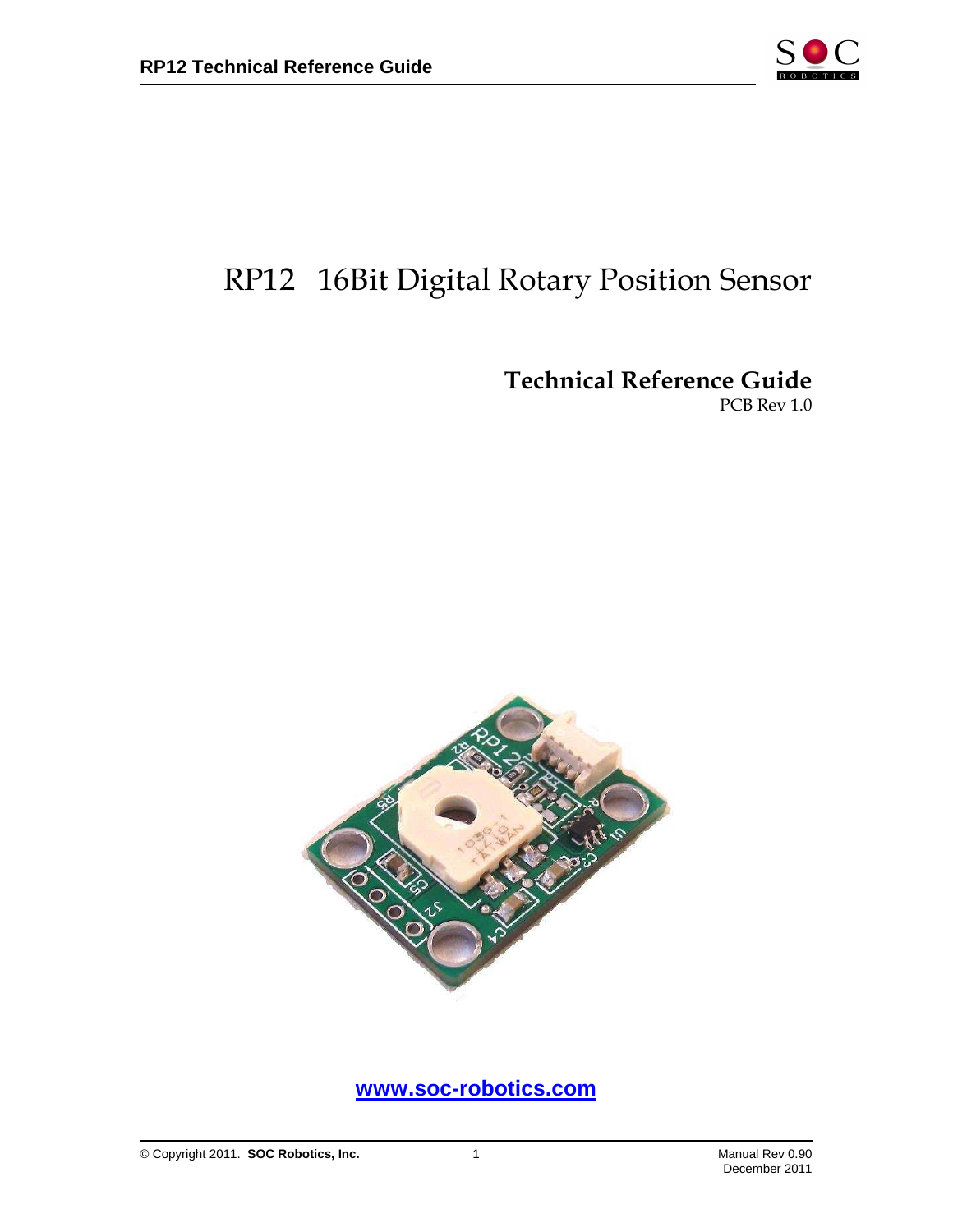# RP12 16Bit Digital Rotary Position Sensor

## Technical Reference Guide

PCB Rev 1.0

www.soc-robotics.com

© Copyright 2011. **SOC Robotics, Inc.**

Manual Rev 0.90
December 2011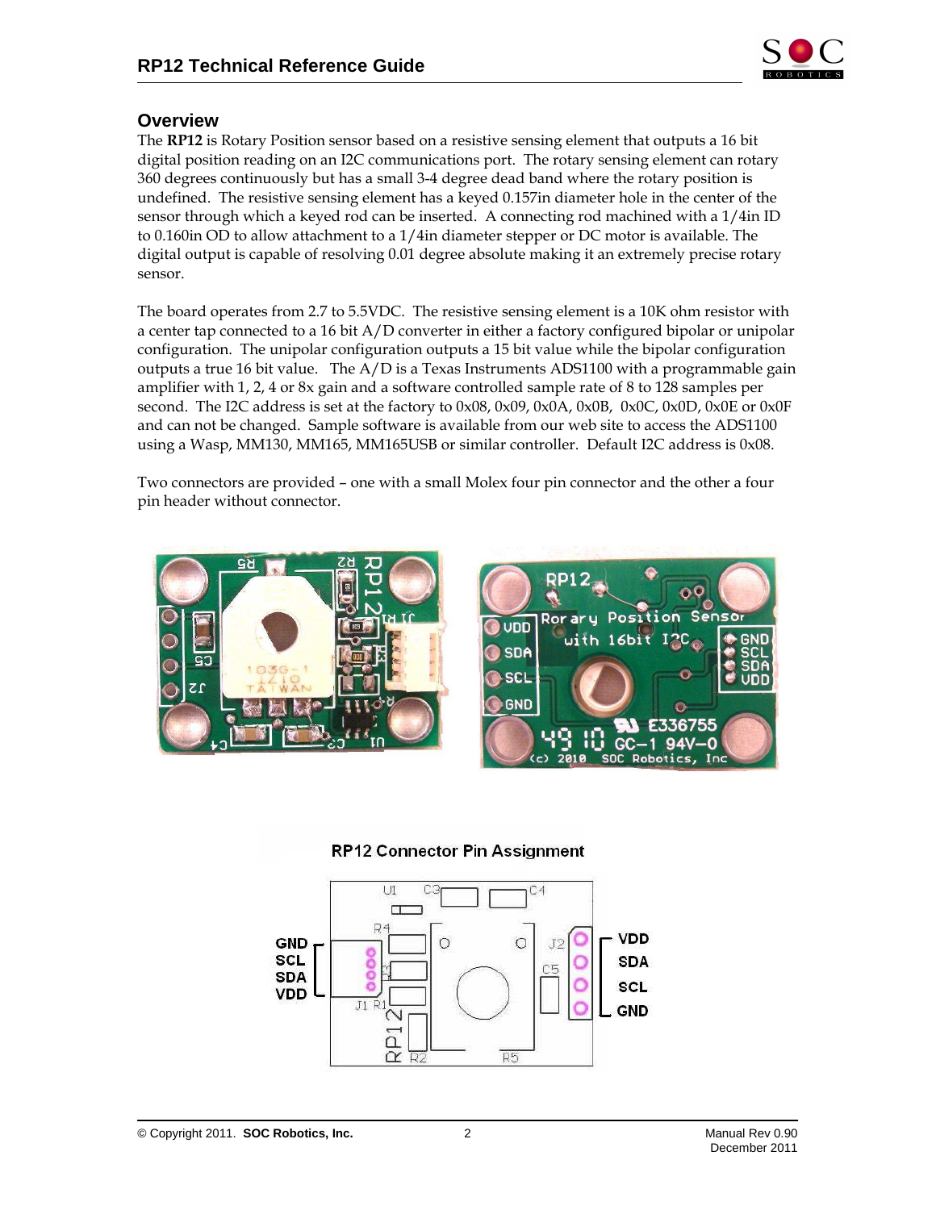## Overview

The **RP12** is Rotary Position sensor based on a resistive sensing element that outputs a 16 bit digital position reading on an I2C communications port. The rotary sensing element can rotary 360 degrees continuously but has a small 3-4 degree dead band where the rotary position is undefined. The resistive sensing element has a keyed 0.157in diameter hole in the center of the sensor through which a keyed rod can be inserted. A connecting rod machined with a 1/4in ID to 0.160in OD to allow attachment to a 1/4in diameter stepper or DC motor is available. The digital output is capable of resolving 0.01 degree absolute making it an extremely precise rotary sensor.

The board operates from 2.7 to 5.5VDC. The resistive sensing element is a 10K ohm resistor with a center tap connected to a 16 bit A/D converter in either a factory configured bipolar or unipolar configuration. The unipolar configuration outputs a 15 bit value while the bipolar configuration outputs a true 16 bit value. The A/D is a Texas Instruments ADS1100 with a programmable gain amplifier with 1, 2, 4 or 8x gain and a software controlled sample rate of 8 to 128 samples per second. The I2C address is set at the factory to 0x08, 0x09, 0x0A, 0x0B, 0x0C, 0x0D, 0x0E or 0x0F and can not be changed. Sample software is available from our web site to access the ADS1100 using a Wasp, MM130, MM165, MM165USB or similar controller. Default I2C address is 0x08.

Two connectors are provided – one with a small Molex four pin connector and the other a four pin header without connector.

**RP12 Connector Pin Assignment**

| J1 | J2 |
|---|---|
| GND | VDD |
| SCL | SDA |
| SDA | SCL |
| VDD | GND |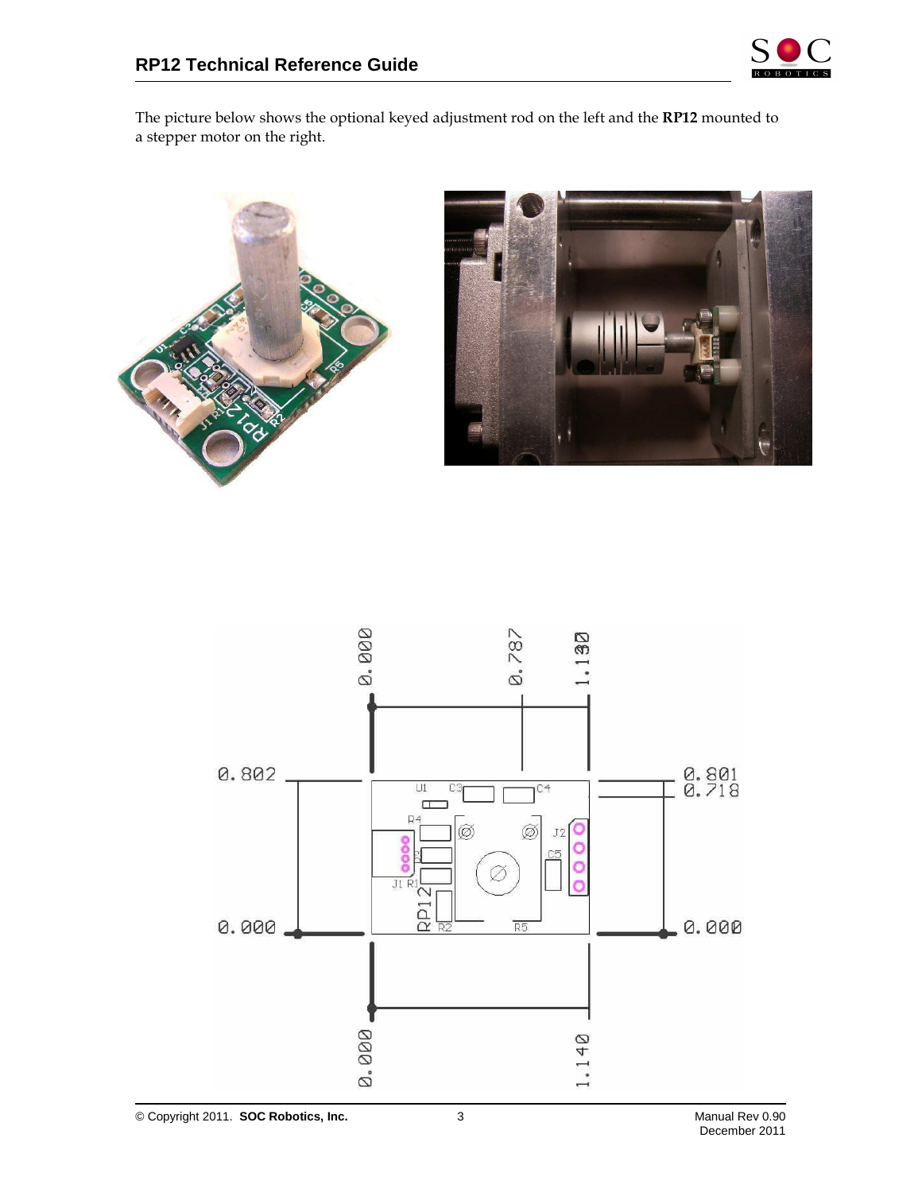The picture below shows the optional keyed adjustment rod on the left and the **RP12** mounted to a stepper motor on the right.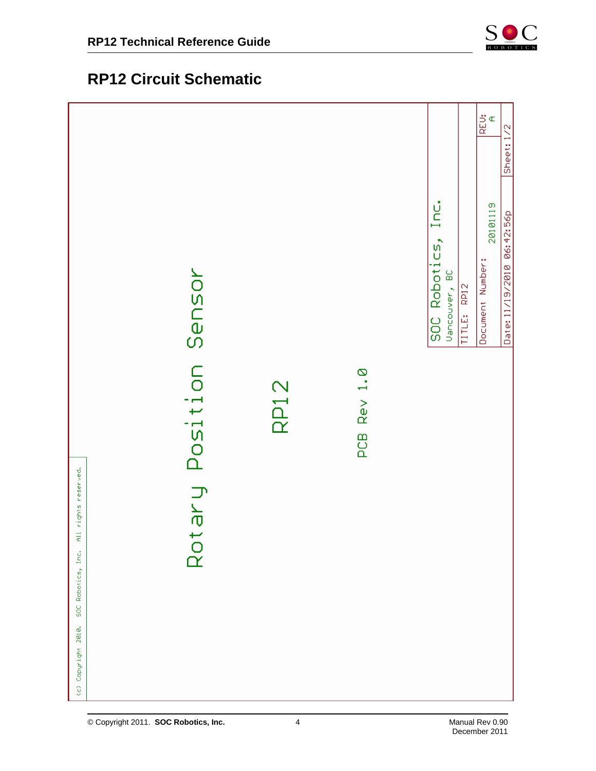## RP12 Circuit Schematic

Rotary Position Sensor

RP12

PCB Rev 1.0

SOC Robotics, Inc.
Vancouver, BC

TITLE: RP12

Document Number: 20101119

REV: A

Date: 11/19/2010 06:42:56p

Sheet: 1/2

(c) Copyright 2010. SOC Robotics, Inc. All rights reserved.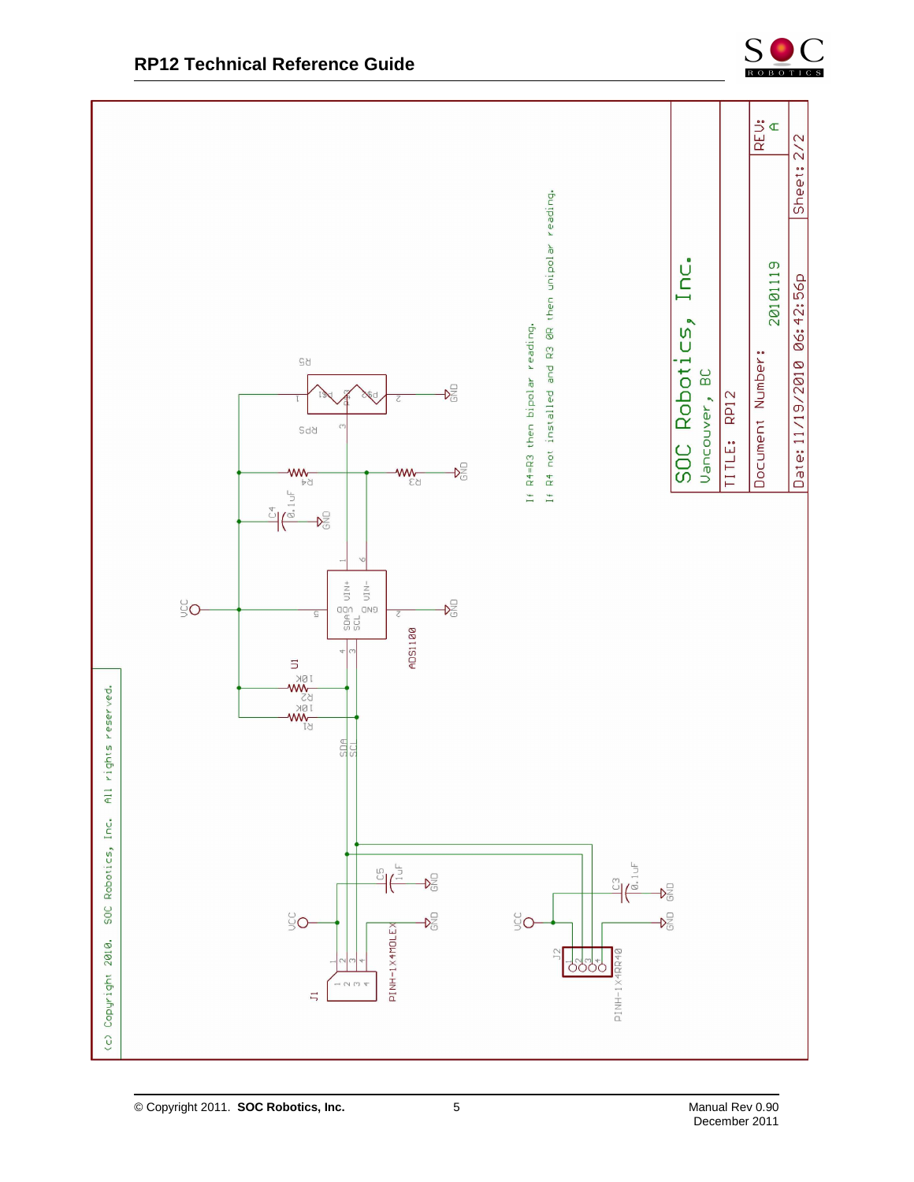If R4=R3 then bipolar reading.

If R4 not installed and R3 0R then unipolar reading.

SOC Robotics, Inc.

Vancouver, BC

TITLE: RP12

Document Number: 20101119

REV: A

Date: 11/19/2010 06:42:56p

Sheet: 2/2

(c) Copyright 2010. SOC Robotics, Inc. All rights reserved.

U1 ADS1100

VCC, GND, SDA, SCL, VIN+, VIN-

R1 10K, R2 10K, R3, R4, R5, RP5

C3 0.1uF, C4 0.1uF, C5 1uF

J1 PINH-1X4MOLEX

J2 PINH-1X4RR40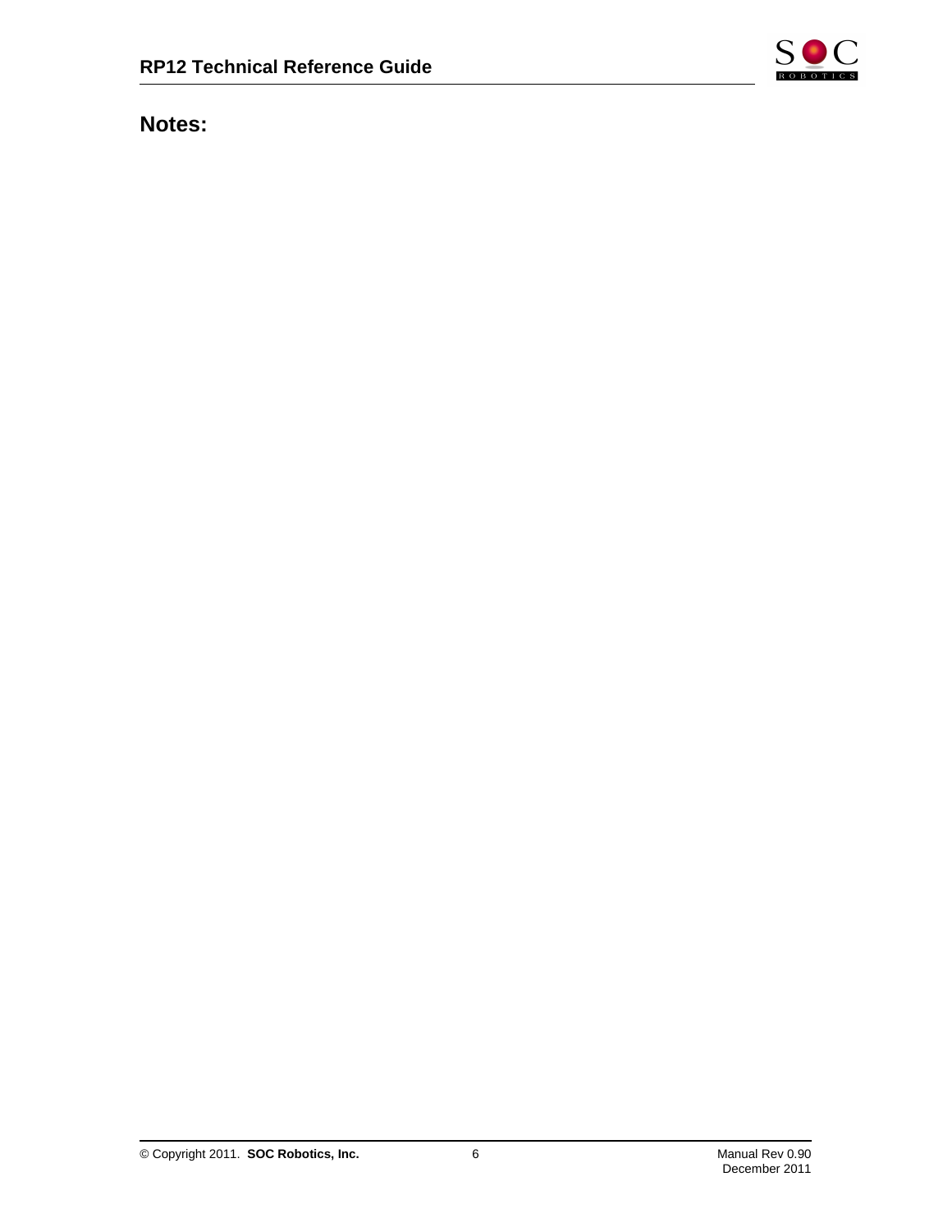## Notes: